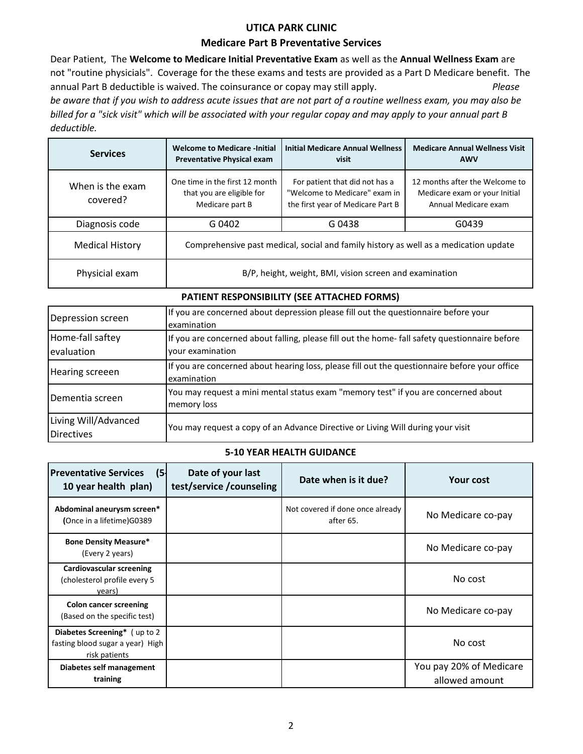# UTICA PARK CLINIC

## Medicare Part B Preventative Services

Dear Patient, The **Welcome to Medicare Initial Preventative Exam** as well as the **Annual Wellness Exam** are not "routine physicals". Coverage for the these exams and tests are provided as a Part D Medicare benefit. The annual Part B deductible is waived. The coinsurance or copay may still apply. *Please be aware that if you wish to address acute issues that are not part of a routine wellness exam, you may also be billed for a "sick visit" which will be associated with your regular copay and may apply to your annual part B deductible.*

| Services | Welcome to Medicare -Initial Preventative Physical exam | Initial Medicare Annual Wellness visit | Medicare Annual Wellness Visit AWV |
|---|---|---|---|
| When is the exam covered? | One time in the first 12 month that you are eligible for Medicare part B | For patient that did not has a "Welcome to Medicare" exam in the first year of Medicare Part B | 12 months after the Welcome to Medicare exam or your Initial Annual Medicare exam |
| Diagnosis code | G 0402 | G 0438 | G0439 |
| Medical History | Comprehensive past medical, social and family history as well as a medication update | | |
| Physical exam | B/P, height, weight, BMI, vision screen and examination | | |

### PATIENT RESPONSIBILITY (SEE ATTACHED FORMS)

| | |
|---|---|
| Depression screen | If you are concerned about depression please fill out the questionnaire before your examination |
| Home-fall saftey evaluation | If you are concerned about falling, please fill out the home- fall safety questionnaire before your examination |
| Hearing screeen | If you are concerned about hearing loss, please fill out the questionnaire before your office examination |
| Dementia screen | You may request a mini mental status exam "memory test" if you are concerned about memory loss |
| Living Will/Advanced Directives | You may request a copy of an Advance Directive or Living Will during your visit |

### 5-10 YEAR HEALTH GUIDANCE

| Preventative Services (5-10 year health plan) | Date of your last test/service /counseling | Date when is it due? | Your cost |
|---|---|---|---|
| **Abdominal aneurysm screen*** (Once in a lifetime)G0389 | | Not covered if done once already after 65. | No Medicare co-pay |
| **Bone Density Measure*** (Every 2 years) | | | No Medicare co-pay |
| **Cardiovascular screening** (cholesterol profile every 5 years) | | | No cost |
| **Colon cancer screening** (Based on the specific test) | | | No Medicare co-pay |
| **Diabetes Screening*** ( up to 2 fasting blood sugar a year) High risk patients | | | No cost |
| **Diabetes self management training** | | | You pay 20% of Medicare allowed amount |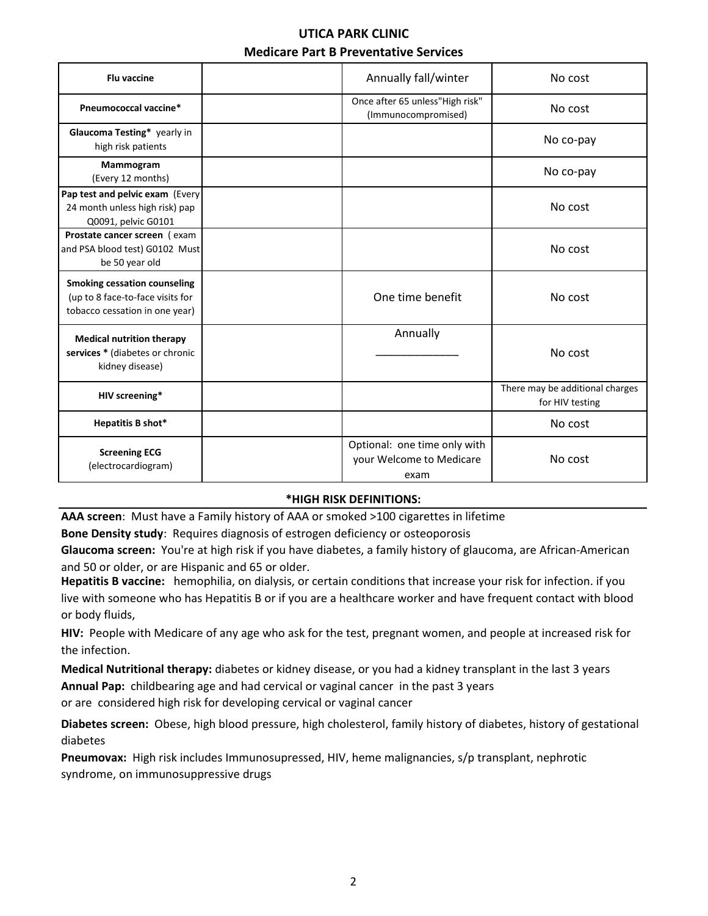# UTICA PARK CLINIC

## Medicare Part B Preventative Services

| | | | |
|---|---|---|---|
| **Flu vaccine** | | Annually fall/winter | No cost |
| **Pneumococcal vaccine*** | | Once after 65 unless"High risk" (Immunocompromised) | No cost |
| **Glaucoma Testing*** yearly in high risk patients | | | No co-pay |
| **Mammogram** (Every 12 months) | | | No co-pay |
| **Pap test and pelvic exam** (Every 24 month unless high risk) pap Q0091, pelvic G0101 | | | No cost |
| **Prostate cancer screen** ( exam and PSA blood test) G0102 Must be 50 year old | | | No cost |
| **Smoking cessation counseling** (up to 8 face-to-face visits for tobacco cessation in one year) | | One time benefit | No cost |
| **Medical nutrition therapy services *** (diabetes or chronic kidney disease) | | Annually ______________ | No cost |
| **HIV screening*** | | | There may be additional charges for HIV testing |
| **Hepatitis B shot*** | | | No cost |
| **Screening ECG** (electrocardiogram) | | Optional: one time only with your Welcome to Medicare exam | No cost |

### *HIGH RISK DEFINITIONS:

**AAA screen**: Must have a Family history of AAA or smoked >100 cigarettes in lifetime

**Bone Density study**: Requires diagnosis of estrogen deficiency or osteoporosis

**Glaucoma screen:** You're at high risk if you have diabetes, a family history of glaucoma, are African-American and 50 or older, or are Hispanic and 65 or older.

**Hepatitis B vaccine:** hemophilia, on dialysis, or certain conditions that increase your risk for infection. if you live with someone who has Hepatitis B or if you are a healthcare worker and have frequent contact with blood or body fluids,

**HIV:** People with Medicare of any age who ask for the test, pregnant women, and people at increased risk for the infection.

**Medical Nutritional therapy:** diabetes or kidney disease, or you had a kidney transplant in the last 3 years

**Annual Pap:** childbearing age and had cervical or vaginal cancer in the past 3 years
or are considered high risk for developing cervical or vaginal cancer

**Diabetes screen:** Obese, high blood pressure, high cholesterol, family history of diabetes, history of gestational diabetes

**Pneumovax:** High risk includes Immunosupressed, HIV, heme malignancies, s/p transplant, nephrotic syndrome, on immunosuppressive drugs